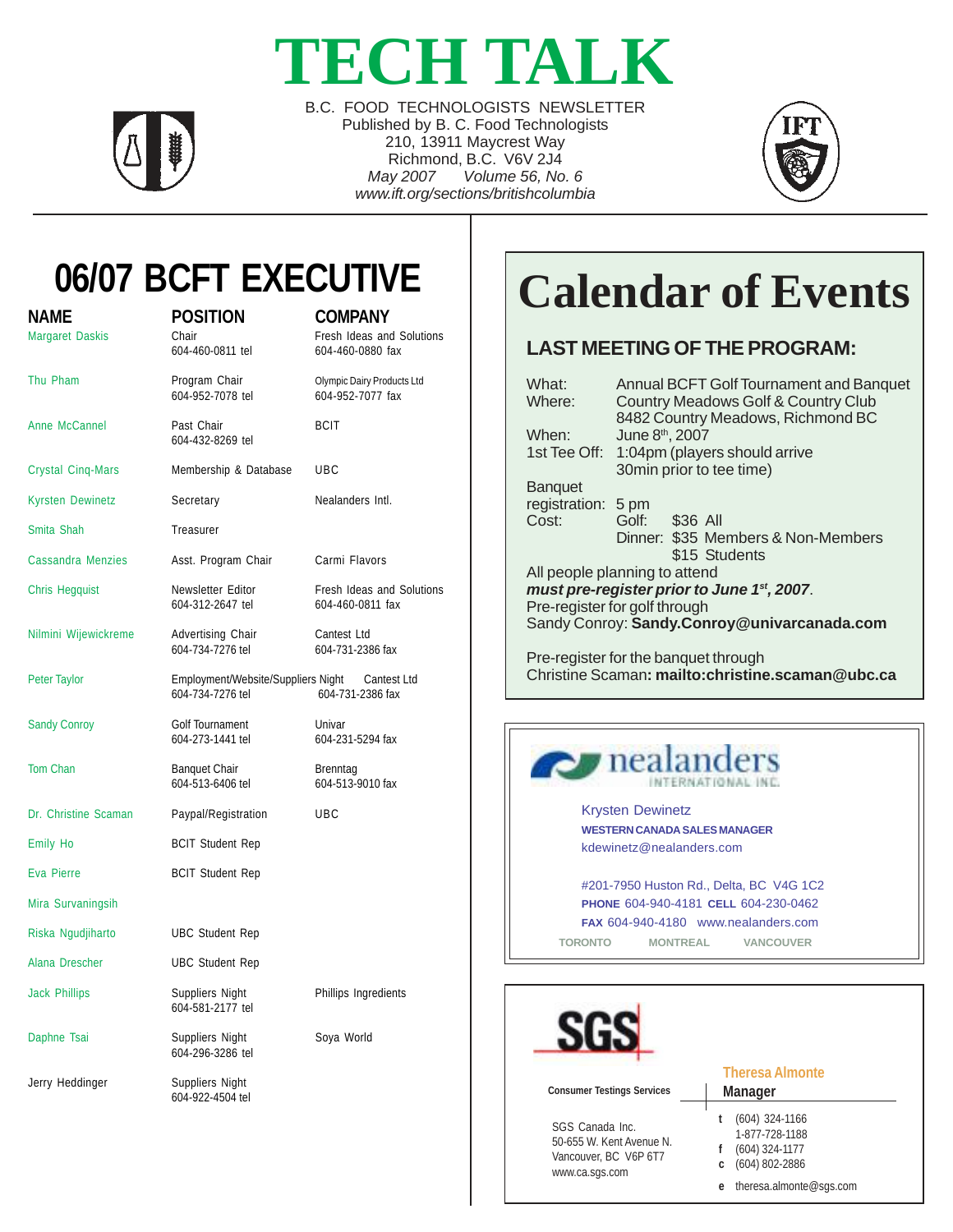# TECH TALK

B.C. FOOD TECHNOLOGISTS NEWSLETTER
Published by B. C. Food Technologists
210, 13911 Maycrest Way
Richmond, B.C. V6V 2J4
*May 2007 Volume 56, No. 6*
*www.ift.org/sections/britishcolumbia*

## 06/07 BCFT EXECUTIVE

| NAME | POSITION | COMPANY |
|---|---|---|
| Margaret Daskis | Chair<br>604-460-0811 tel | Fresh Ideas and Solutions<br>604-460-0880 fax |
| Thu Pham | Program Chair<br>604-952-7078 tel | Olympic Dairy Products Ltd<br>604-952-7077 fax |
| Anne McCannel | Past Chair<br>604-432-8269 tel | BCIT |
| Crystal Cinq-Mars | Membership & Database | UBC |
| Kyrsten Dewinetz | Secretary | Nealanders Intl. |
| Smita Shah | Treasurer | |
| Cassandra Menzies | Asst. Program Chair | Carmi Flavors |
| Chris Hegquist | Newsletter Editor<br>604-312-2647 tel | Fresh Ideas and Solutions<br>604-460-0811 fax |
| Nilmini Wijewickreme | Advertising Chair<br>604-734-7276 tel | Cantest Ltd<br>604-731-2386 fax |
| Peter Taylor | Employment/Website/Suppliers Night<br>604-734-7276 tel | Cantest Ltd<br>604-731-2386 fax |
| Sandy Conroy | Golf Tournament<br>604-273-1441 tel | Univar<br>604-231-5294 fax |
| Tom Chan | Banquet Chair<br>604-513-6406 tel | Brenntag<br>604-513-9010 fax |
| Dr. Christine Scaman | Paypal/Registration | UBC |
| Emily Ho | BCIT Student Rep | |
| Eva Pierre | BCIT Student Rep | |
| Mira Survaningsih | | |
| Riska Ngudjiharto | UBC Student Rep | |
| Alana Drescher | UBC Student Rep | |
| Jack Phillips | Suppliers Night<br>604-581-2177 tel | Phillips Ingredients |
| Daphne Tsai | Suppliers Night<br>604-296-3286 tel | Soya World |
| Jerry Heddinger | Suppliers Night<br>604-922-4504 tel | |

# Calendar of Events

## LAST MEETING OF THE PROGRAM:

What: Annual BCFT Golf Tournament and Banquet
Where: Country Meadows Golf & Country Club, 8482 Country Meadows, Richmond BC
When: June 8th, 2007
1st Tee Off: 1:04pm (players should arrive 30min prior to tee time)
Banquet registration: 5 pm
Cost: Golf: $36 All
Dinner: $35 Members & Non-Members; $15 Students

All people planning to attend ***must pre-register prior to June 1st, 2007***.
Pre-register for golf through Sandy Conroy: **Sandy.Conroy@univarcanada.com**

Pre-register for the banquet through Christine Scaman**: mailto:christine.scaman@ubc.ca**

---

nealanders INTERNATIONAL INC.

Krysten Dewinetz
**WESTERN CANADA SALES MANAGER**
kdewinetz@nealanders.com

#201-7950 Huston Rd., Delta, BC V4G 1C2
**PHONE** 604-940-4181 **CELL** 604-230-0462
**FAX** 604-940-4180 www.nealanders.com
TORONTO MONTREAL VANCOUVER

---

SGS

Consumer Testings Services

SGS Canada Inc.
50-655 W. Kent Avenue N.
Vancouver, BC V6P 6T7
www.ca.sgs.com

**Theresa Almonte**
**Manager**
t (604) 324-1166
1-877-728-1188
f (604) 324-1177
c (604) 802-2886
e theresa.almonte@sgs.com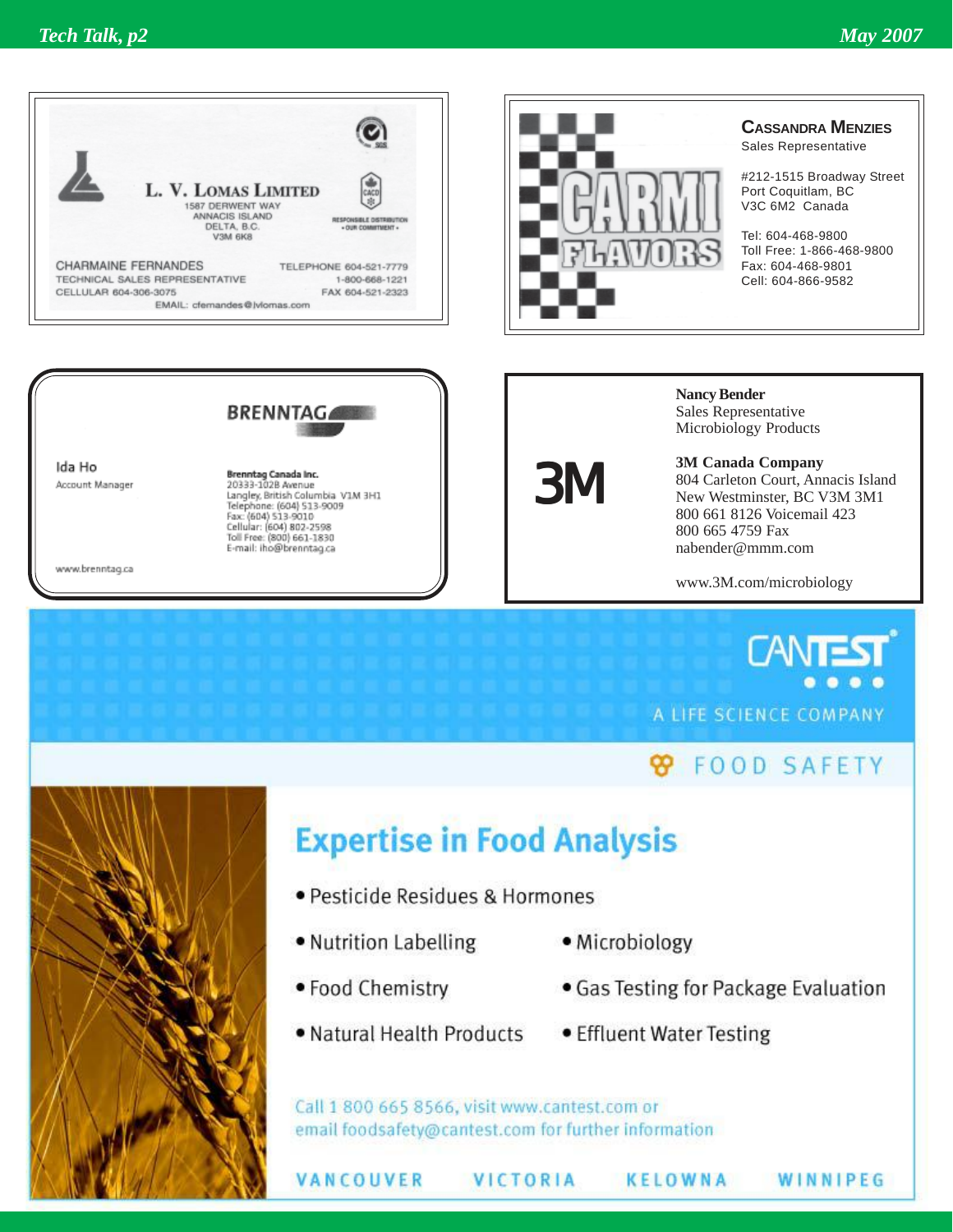**L. V. LOMAS LIMITED**
1587 Derwent Way
Annacis Island
Delta, B.C.
V3M 6K8

Responsible Distribution • Our Commitment •

CHARMAINE FERNANDES
TECHNICAL SALES REPRESENTATIVE
CELLULAR 604-306-3075

TELEPHONE 604-521-7779
1-800-668-1221
FAX 604-521-2323

EMAIL: cfernandes@lvlomas.com

---

**CARMI FLAVORS**

**CASSANDRA MENZIES**
Sales Representative

#212-1515 Broadway Street
Port Coquitlam, BC
V3C 6M2 Canada

Tel: 604-468-9800
Toll Free: 1-866-468-9800
Fax: 604-468-9801
Cell: 604-866-9582

---

**BRENNTAG**

Ida Ho
Account Manager

**Brenntag Canada Inc.**
20333-102B Avenue
Langley, British Columbia V1M 3H1
Telephone: (604) 513-9009
Fax: (604) 513-9010
Cellular: (604) 802-2598
Toll Free: (800) 661-1830
E-mail: iho@brenntag.ca

www.brenntag.ca

---

**3M**

**Nancy Bender**
Sales Representative
Microbiology Products

**3M Canada Company**
804 Carleton Court, Annacis Island
New Westminster, BC V3M 3M1
800 661 8126 Voicemail 423
800 665 4759 Fax
nabender@mmm.com

www.3M.com/microbiology

---

**CANTEST**
A LIFE SCIENCE COMPANY

FOOD SAFETY

## Expertise in Food Analysis

- Pesticide Residues & Hormones
- Nutrition Labelling
- Microbiology
- Food Chemistry
- Gas Testing for Package Evaluation
- Natural Health Products
- Effluent Water Testing

Call 1 800 665 8566, visit www.cantest.com or email foodsafety@cantest.com for further information

VANCOUVER VICTORIA KELOWNA WINNIPEG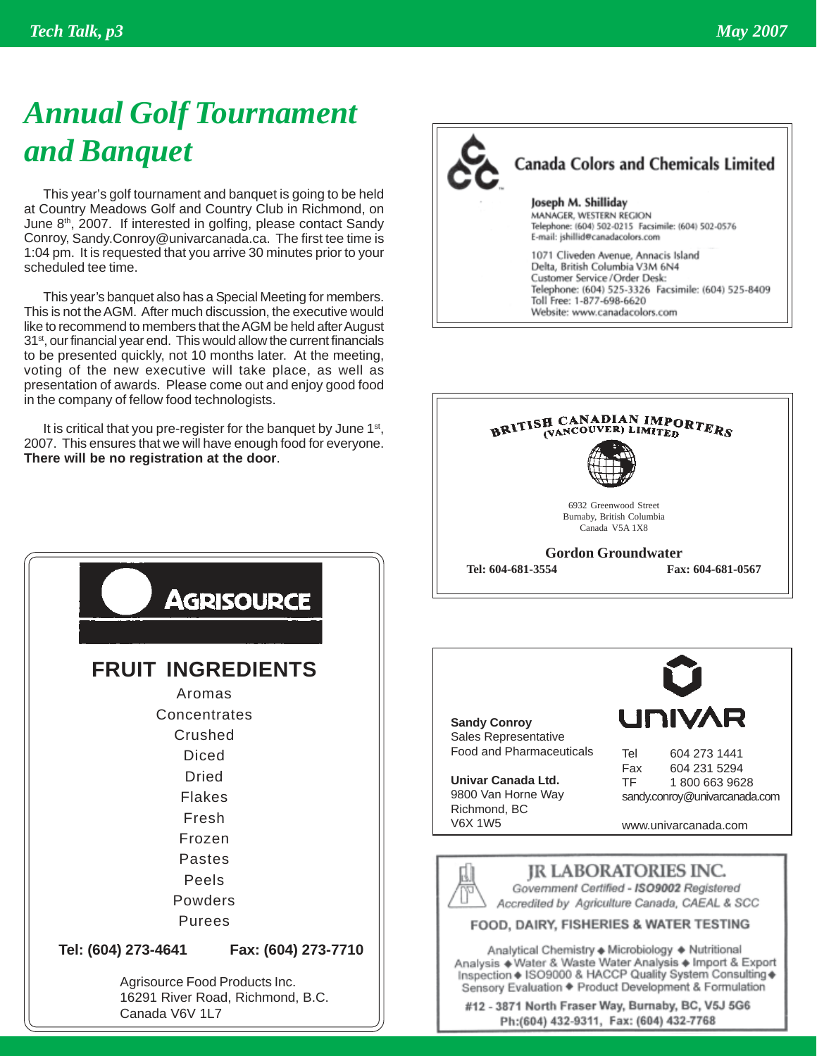# Annual Golf Tournament and Banquet

This year's golf tournament and banquet is going to be held at Country Meadows Golf and Country Club in Richmond, on June 8th, 2007. If interested in golfing, please contact Sandy Conroy, Sandy.Conroy@univarcanada.ca. The first tee time is 1:04 pm. It is requested that you arrive 30 minutes prior to your scheduled tee time.

This year's banquet also has a Special Meeting for members. This is not the AGM. After much discussion, the executive would like to recommend to members that the AGM be held after August 31st, our financial year end. This would allow the current financials to be presented quickly, not 10 months later. At the meeting, voting of the new executive will take place, as well as presentation of awards. Please come out and enjoy good food in the company of fellow food technologists.

It is critical that you pre-register for the banquet by June 1st, 2007. This ensures that we will have enough food for everyone. **There will be no registration at the door**.

**AGRISOURCE**

**FRUIT INGREDIENTS**

Aromas
Concentrates
Crushed
Diced
Dried
Flakes
Fresh
Frozen
Pastes
Peels
Powders
Purees

**Tel: (604) 273-4641** **Fax: (604) 273-7710**

Agrisource Food Products Inc.
16291 River Road, Richmond, B.C.
Canada V6V 1L7

**Canada Colors and Chemicals Limited**

**Joseph M. Shilliday**
MANAGER, WESTERN REGION
Telephone: (604) 502-0215 Facsimile: (604) 502-0576
E-mail: jshillid@canadacolors.com

1071 Cliveden Avenue, Annacis Island
Delta, British Columbia V3M 6N4
Customer Service / Order Desk:
Telephone: (604) 525-3326 Facsimile: (604) 525-8409
Toll Free: 1-877-698-6620
Website: www.canadacolors.com

**BRITISH CANADIAN IMPORTERS (VANCOUVER) LIMITED**

6932 Greenwood Street
Burnaby, British Columbia
Canada V5A 1X8

**Gordon Groundwater**
**Tel: 604-681-3554** **Fax: 604-681-0567**

**UNIVAR**

**Sandy Conroy**
Sales Representative
Food and Pharmaceuticals

**Univar Canada Ltd.**
9800 Van Horne Way
Richmond, BC
V6X 1W5

Tel 604 273 1441
Fax 604 231 5294
TF 1 800 663 9628
sandy.conroy@univarcanada.com

www.univarcanada.com

**JR LABORATORIES INC.**
*Government Certified - ISO9002 Registered*
*Accredited by Agriculture Canada, CAEAL & SCC*

**FOOD, DAIRY, FISHERIES & WATER TESTING**

Analytical Chemistry ◆ Microbiology ◆ Nutritional Analysis ◆ Water & Waste Water Analysis ◆ Import & Export Inspection ◆ ISO9000 & HACCP Quality System Consulting ◆ Sensory Evaluation ◆ Product Development & Formulation

**#12 - 3871 North Fraser Way, Burnaby, BC, V5J 5G6**
**Ph:(604) 432-9311, Fax: (604) 432-7768**